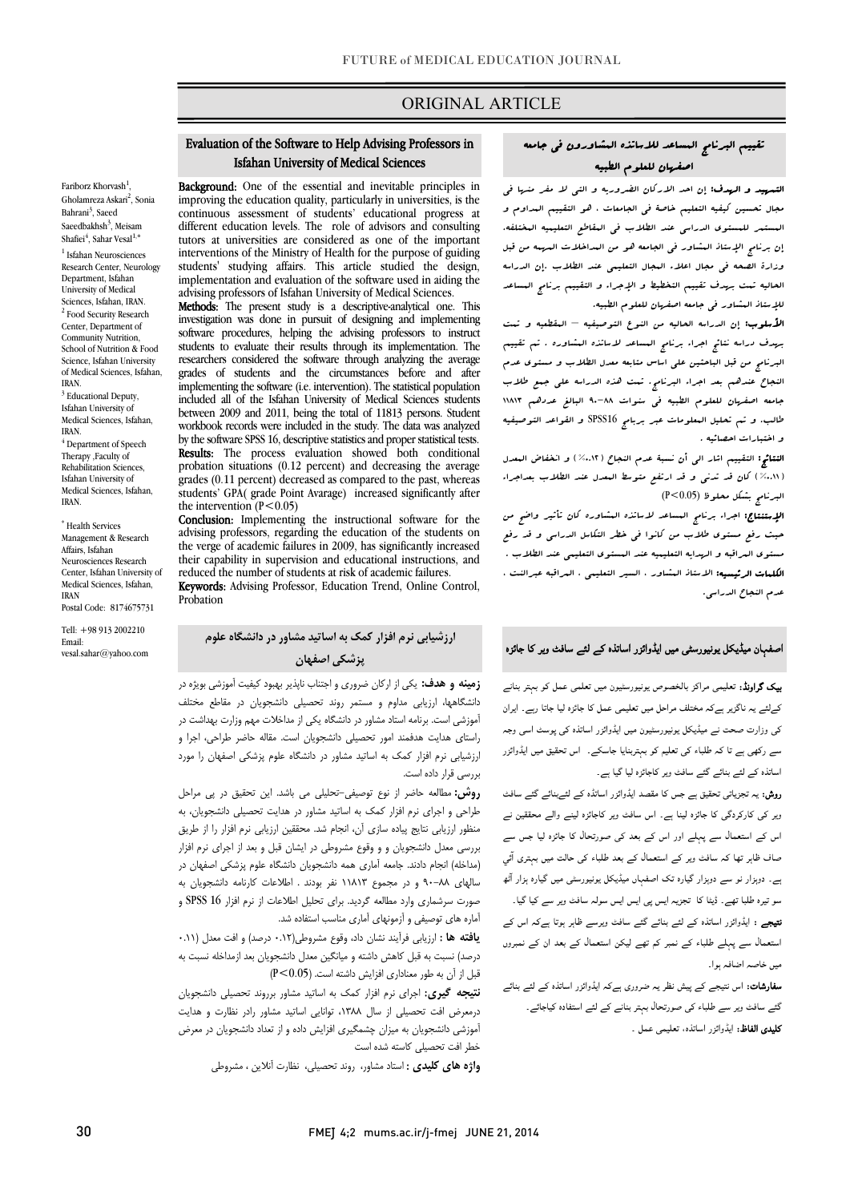ORIGINAL ARTICLE

# Evaluation of the Software to Help Advising Professors in Isfahan University of Medical Sciences

Fariborz Khorvash[1], Gholamreza Askari[2], Sonia Bahrani[3], Saeed Saeedbakhsh[3], Meisam Shafiei[4], Sahar Vesal[1,*]

[1] Isfahan Neurosciences Research Center, Neurology Department, Isfahan University of Medical Sciences, Isfahan, IRAN.
[2] Food Security Research Center, Department of Community Nutrition, School of Nutrition & Food Science, Isfahan University of Medical Sciences, Isfahan, IRAN.
[3] Educational Deputy, Isfahan University of Medical Sciences, Isfahan, IRAN.
[4] Department of Speech Therapy ,Faculty of Rehabilitation Sciences, Isfahan University of Medical Sciences, Isfahan, IRAN.

[*] Health Services Management & Research Affairs, Isfahan Neurosciences Research Center, Isfahan University of Medical Sciences, Isfahan, IRAN
Postal Code: 8174675731

Tell: +98 913 2002210
Email: vesal.sahar@yahoo.com

**Background:** One of the essential and inevitable principles in improving the education quality, particularly in universities, is the continuous assessment of students' educational progress at different education levels. The role of advisors and consulting tutors at universities are considered as one of the important interventions of the Ministry of Health for the purpose of guiding students' studying affairs. This article studied the design, implementation and evaluation of the software used in aiding the advising professors of Isfahan University of Medical Sciences.

**Methods:** The present study is a descriptive-analytical one. This investigation was done in pursuit of designing and implementing software procedures, helping the advising professors to instruct students to evaluate their results through its implementation. The researchers considered the software through analyzing the average grades of students and the circumstances before and after implementing the software (i.e. intervention). The statistical population included all of the Isfahan University of Medical Sciences students between 2009 and 2011, being the total of 11813 persons. Student workbook records were included in the study. The data was analyzed by the software SPSS 16, descriptive statistics and proper statistical tests.

**Results:** The process evaluation showed both conditional probation situations (0.12 percent) and decreasing the average grades (0.11 percent) decreased as compared to the past, whereas students' GPA( grade Point Avarage) increased significantly after the intervention ($P<0.05$)

**Conclusion:** Implementing the instructional software for the advising professors, regarding the education of the students on the verge of academic failures in 2009, has significantly increased their capability in supervision and educational instructions, and reduced the number of students at risk of academic failures.

**Keywords:** Advising Professor, Education Trend, Online Control, Probation

# تقييم البرنامج المساعد للاساتذه المشاورون في جامعه اصفهان للعلوم الطبيه

**التمهيد و الهدف:** إن احد الاركان الضروريه و التي لا مفر منها في مجال تحسين كيفيه التعليم خاصة في الجامعات ، هو التقييم المداوم و المستمر للمستوى الدراسي عند الطلاب في المقاطع التعليميه المختلفه. إن برنامج الإستاذ المشاور في الجامعه هو من المداخلات المهمه من قبل وزارة الصحه في مجال اعلاء المجال التعليمي عند الطلاب .إن الدراسه الحاليه تمت بهدف تقييم التخطيط و الإجراء و التقييم برنامج المساعد للإستاذ المشاور في جامعه اصفهان للعلوم الطبيه.

**الأسلوب:** إن الدراسه الحاليه من النوع التوصيفيه – المقطعيه و تمت بهدف دراسه نتائج اجراء برنامج المساعد لاساتذه المشاوره . تم تقييم البرنامج من قبل الباحثين على اساس متابعه معدل الطلاب و مستوى عدم النجاح عندهم بعد اجراء البرنامج. تمت هذه الدراسه على جميع طلاب جامعه اصفهان للعلوم الطبيه في سنوات ٨٨-٩٠ البالغ عددهم ١١٨١٣ طالب. و تم تحليل المعلومات عبر برنامج SPSS16 و القواعد التوصيفيه و اختبارات احصائيه .

**النتائج:** التقييم اشار الى أن نسبة عدم النجاح (٠.١٢٪) و انخفاض المعدل (٠.١١٪) كان قد تدنى و قد ارتفع متوسط المعدل عند الطلاب بعداجراء البرنامج بشكل ملحوظ ($P<0.05$)

**الإستنتاج:** اجراء برنامج المساعد لاساتذه المشاوره كان تأثير واضح من حيث رفع مستوى طلاب من كانوا في خطر التكاسل الدراسي و قد رفع مستوى المراقبه و الهدايه التعليميه عند المستوى التعليمي عند الطلاب .

**الكلمات الرئيسيه:** الاستاذ المشاور ، السير التعليمي ، المراقبه عبرالنت ، عدم النجاح الدراسي.

# ارزشیابی نرم افزار کمک به اساتید مشاور در دانشگاه علوم پزشکی اصفهان

**زمینه و هدف:** یکی از ارکان ضروری و اجتناب ناپذیر بهبود کیفیت آموزشی بویژه در دانشگاهها، ارزیابی مداوم و مستمر روند تحصیلی دانشجویان در مقاطع مختلف آموزشی است. برنامه استاد مشاور در دانشگاه یکی از مداخلات مهم وزارت بهداشت در راستای هدایت هدفمند امور تحصیلی دانشجویان است. مقاله حاضر طراحی، اجرا و ارزشیابی نرم افزار کمک به اساتید مشاور در دانشگاه علوم پزشکی اصفهان را مورد بررسی قرار داده است.

**روش:** مطالعه حاضر از نوع توصیفی-تحلیلی می باشد. این تحقیق در پی مراحل طراحی و اجرای نرم افزار کمک به اساتید مشاور در هدایت تحصیلی دانشجویان، به منظور ارزیابی نتایج پیاده سازی آن، انجام شد. محققین ارزیابی نرم افزار را از طریق بررسی معدل دانشجویان و وقوع مشروطی در ایشان قبل و بعد از اجرای نرم افزار (مداخله) انجام دادند. جامعه آماری همه دانشجویان دانشگاه علوم پزشکی اصفهان در سالهای ۸۸-۹۰ و در مجموع ۱۱۸۱۳ نفر بودند . اطلاعات کارنامه دانشجویان به صورت سرشماری وارد مطالعه گردید. برای تحلیل اطلاعات از نرم افزار SPSS 16 و آماره های توصیفی و آزمونهای آماری مناسب استفاده شد.

**یافته ها :** ارزیابی فرآیند نشان داد، وقوع مشروطی(۰.۱۲ درصد) و افت معدل (۰.۱۱ درصد) نسبت به قبل کاهش داشته و میانگین معدل دانشجویان بعد ازمداخله نسبت به قبل از آن به طور معناداری افزایش داشته است. ($P<0.05$)

**نتیجه گیری:** اجرای نرم افزار کمک به اساتید مشاور برروند تحصیلی دانشجویان درمعرض افت تحصیلی از سال ۱۳۸۸، توانایی اساتید مشاور رادر نظارت و هدایت آموزشی دانشجویان به میزان چشمگیری افزایش داده و از تعداد دانشجویان در معرض خطر افت تحصیلی کاسته شده است

**واژه های کلیدی :** استاد مشاور، روند تحصیلی، نظارت آنلاین ، مشروطی

# اصفہان میڈیکل یونیورسٹی میں ایڈوائزر اساتذہ کے لئے سافٹ ویر کا جائزہ

**بیک گراونڈ:** تعلیمی مراکز بالخصوص یونیورسٹیوں میں تعلیمی عمل کو بہتر بنانے کےلئے یہ ناگزیر ہےکہ مختلف مراحل میں تعلیمی عمل کا جائزہ لیا جاتا رہے۔ ایران کی وزارت صحت نے میڈیکل یونیورسٹیوں میں ایڈوائزر اساتذہ کی پوسٹ اسی وجہ سے رکھی ہے تا کہ طلباء کی تعلیم کو بہتربنایا جاسکے۔ اس تحقیق میں ایڈوائزر اساتذہ کے لئے بنائے گئے سافٹ ویر کاجائزہ لیا گیا ہے۔

**روش:** یہ تجزیاتی تحقیق ہے جس کا مقصد ایڈوائزر اساتذہ کے لئےبنائے گئے سافٹ ویر کی کارکردگی کا جائزہ لینا ہے۔ اس سافٹ ویر کاجائزہ لینے والے محققین نے اس کے استعمال سے پہلے اور اس کے بعد کی صورتحال کا جائزہ لیا جس سے صاف ظاہر تھا کہ سافٹ ویر کے استعمال کے بعد طلباء کی حالت میں بہتری آئي ہے۔ دوہزار نو سے دوہزار گيارہ تک اصفہان میڈیکل یونیورسٹی میں گيارہ ہزار آٹھ سو تیرہ طلبا تھے۔ ڈیٹا کا تجزیہ ایس پی ایس ایس سولہ سافٹ ویر سے کیا گيا۔

**نتیجے :** ایڈوائزر اساتذہ کے لئے بنائے گئے سافٹ ویرسے ظاہر ہوتا ہےکہ اس کے استعمال سے پہلے طلباء کے نمبر کم تھے لیکن استعمال کے بعد ان کے نمبروں میں خاصہ اضافہ ہوا۔

**سفارشات:** اس نتیجے کے پیش نظر یہ ضروری ہےکہ ایڈوائزر اساتذہ کے لئے بنائے گئے سافٹ ویر سے طلباء کی صورتحال بہتر بنانے کے لئے استفادہ کیاجائے۔

**کلیدی الفاظ:** ایڈوائزر اساتذہ، تعلیمی عمل ۔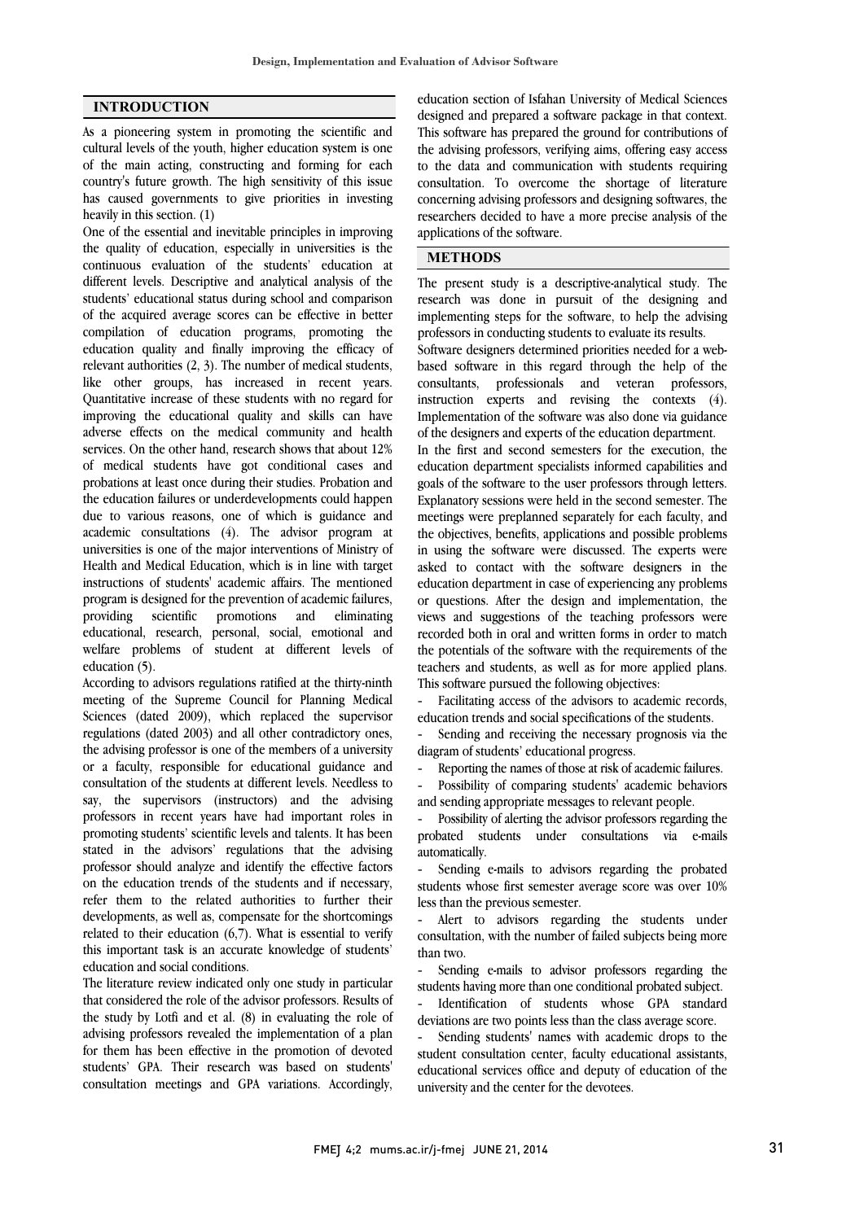## INTRODUCTION

As a pioneering system in promoting the scientific and cultural levels of the youth, higher education system is one of the main acting, constructing and forming for each country's future growth. The high sensitivity of this issue has caused governments to give priorities in investing heavily in this section. (1)

One of the essential and inevitable principles in improving the quality of education, especially in universities is the continuous evaluation of the students' education at different levels. Descriptive and analytical analysis of the students' educational status during school and comparison of the acquired average scores can be effective in better compilation of education programs, promoting the education quality and finally improving the efficacy of relevant authorities (2, 3). The number of medical students, like other groups, has increased in recent years. Quantitative increase of these students with no regard for improving the educational quality and skills can have adverse effects on the medical community and health services. On the other hand, research shows that about 12% of medical students have got conditional cases and probations at least once during their studies. Probation and the education failures or underdevelopments could happen due to various reasons, one of which is guidance and academic consultations (4). The advisor program at universities is one of the major interventions of Ministry of Health and Medical Education, which is in line with target instructions of students' academic affairs. The mentioned program is designed for the prevention of academic failures, providing scientific promotions and eliminating educational, research, personal, social, emotional and welfare problems of student at different levels of education (5).

According to advisors regulations ratified at the thirty-ninth meeting of the Supreme Council for Planning Medical Sciences (dated 2009), which replaced the supervisor regulations (dated 2003) and all other contradictory ones, the advising professor is one of the members of a university or a faculty, responsible for educational guidance and consultation of the students at different levels. Needless to say, the supervisors (instructors) and the advising professors in recent years have had important roles in promoting students' scientific levels and talents. It has been stated in the advisors' regulations that the advising professor should analyze and identify the effective factors on the education trends of the students and if necessary, refer them to the related authorities to further their developments, as well as, compensate for the shortcomings related to their education (6,7). What is essential to verify this important task is an accurate knowledge of students' education and social conditions.

The literature review indicated only one study in particular that considered the role of the advisor professors. Results of the study by Lotfi and et al. (8) in evaluating the role of advising professors revealed the implementation of a plan for them has been effective in the promotion of devoted students' GPA. Their research was based on students' consultation meetings and GPA variations. Accordingly, education section of Isfahan University of Medical Sciences designed and prepared a software package in that context. This software has prepared the ground for contributions of the advising professors, verifying aims, offering easy access to the data and communication with students requiring consultation. To overcome the shortage of literature concerning advising professors and designing softwares, the researchers decided to have a more precise analysis of the applications of the software.

## METHODS

The present study is a descriptive-analytical study. The research was done in pursuit of the designing and implementing steps for the software, to help the advising professors in conducting students to evaluate its results.

Software designers determined priorities needed for a web-based software in this regard through the help of the consultants, professionals and veteran professors, instruction experts and revising the contexts (4). Implementation of the software was also done via guidance of the designers and experts of the education department.

In the first and second semesters for the execution, the education department specialists informed capabilities and goals of the software to the user professors through letters. Explanatory sessions were held in the second semester. The meetings were preplanned separately for each faculty, and the objectives, benefits, applications and possible problems in using the software were discussed. The experts were asked to contact with the software designers in the education department in case of experiencing any problems or questions. After the design and implementation, the views and suggestions of the teaching professors were recorded both in oral and written forms in order to match the potentials of the software with the requirements of the teachers and students, as well as for more applied plans. This software pursued the following objectives:

- Facilitating access of the advisors to academic records, education trends and social specifications of the students.
- Sending and receiving the necessary prognosis via the diagram of students' educational progress.
- Reporting the names of those at risk of academic failures.
- Possibility of comparing students' academic behaviors and sending appropriate messages to relevant people.
- Possibility of alerting the advisor professors regarding the probated students under consultations via e-mails automatically.
- Sending e-mails to advisors regarding the probated students whose first semester average score was over 10% less than the previous semester.
- Alert to advisors regarding the students under consultation, with the number of failed subjects being more than two.
- Sending e-mails to advisor professors regarding the students having more than one conditional probated subject.
- Identification of students whose GPA standard deviations are two points less than the class average score.
- Sending students' names with academic drops to the student consultation center, faculty educational assistants, educational services office and deputy of education of the university and the center for the devotees.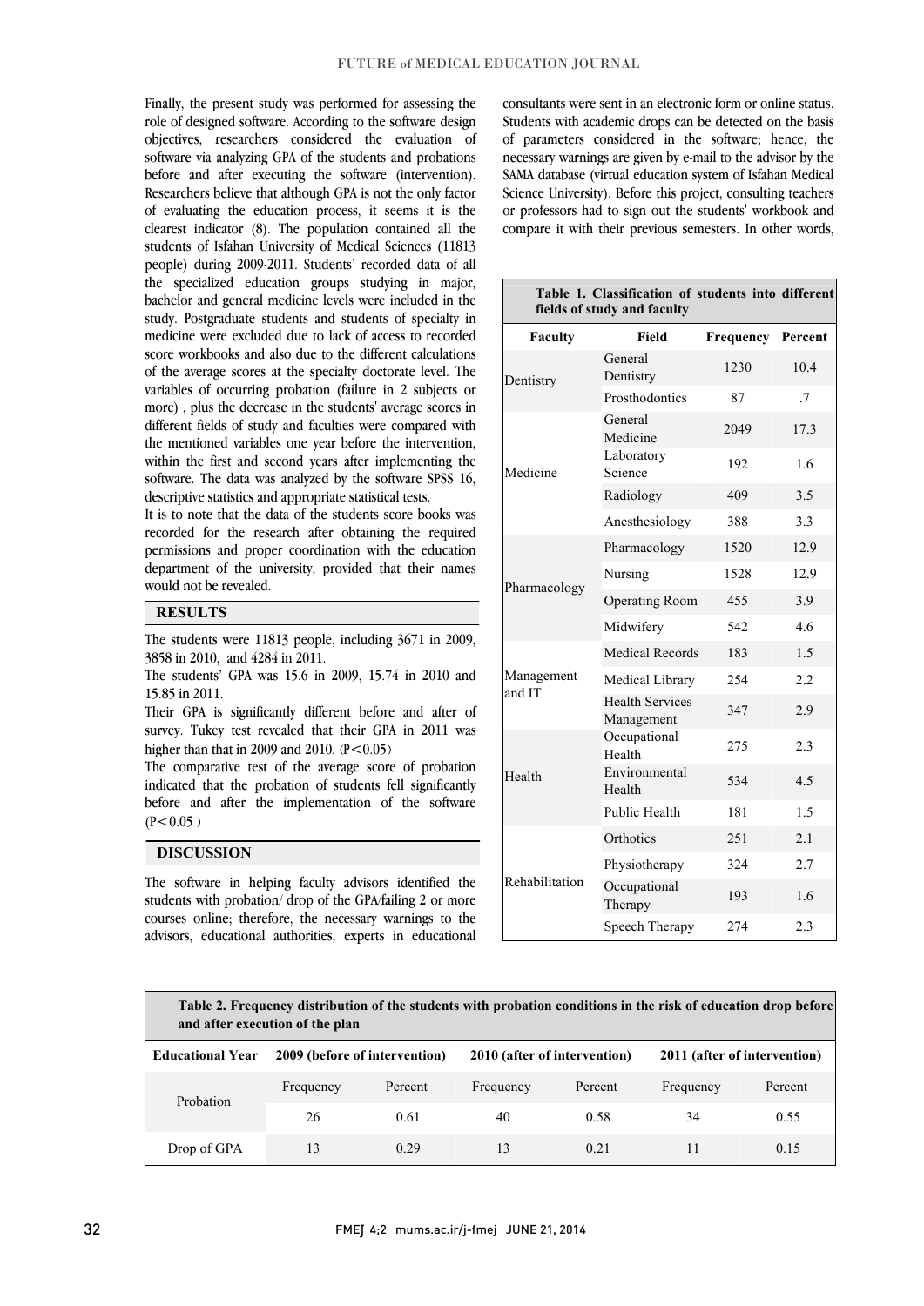Finally, the present study was performed for assessing the role of designed software. According to the software design objectives, researchers considered the evaluation of software via analyzing GPA of the students and probations before and after executing the software (intervention). Researchers believe that although GPA is not the only factor of evaluating the education process, it seems it is the clearest indicator (8). The population contained all the students of Isfahan University of Medical Sciences (11813 people) during 2009-2011. Students' recorded data of all the specialized education groups studying in major, bachelor and general medicine levels were included in the study. Postgraduate students and students of specialty in medicine were excluded due to lack of access to recorded score workbooks and also due to the different calculations of the average scores at the specialty doctorate level. The variables of occurring probation (failure in 2 subjects or more) , plus the decrease in the students' average scores in different fields of study and faculties were compared with the mentioned variables one year before the intervention, within the first and second years after implementing the software. The data was analyzed by the software SPSS 16, descriptive statistics and appropriate statistical tests.

It is to note that the data of the students score books was recorded for the research after obtaining the required permissions and proper coordination with the education department of the university, provided that their names would not be revealed.

## RESULTS

The students were 11813 people, including 3671 in 2009, 3858 in 2010, and 4284 in 2011.

The students' GPA was 15.6 in 2009, 15.74 in 2010 and 15.85 in 2011.

Their GPA is significantly different before and after of survey. Tukey test revealed that their GPA in 2011 was higher than that in 2009 and 2010. ($P<0.05$)

The comparative test of the average score of probation indicated that the probation of students fell significantly before and after the implementation of the software ($P<0.05$ )

## DISCUSSION

The software in helping faculty advisors identified the students with probation/ drop of the GPA/failing 2 or more courses online; therefore, the necessary warnings to the advisors, educational authorities, experts in educational consultants were sent in an electronic form or online status. Students with academic drops can be detected on the basis of parameters considered in the software; hence, the necessary warnings are given by e-mail to the advisor by the SAMA database (virtual education system of Isfahan Medical Science University). Before this project, consulting teachers or professors had to sign out the students' workbook and compare it with their previous semesters. In other words,

**Table 1. Classification of students into different fields of study and faculty**

| Faculty | Field | Frequency | Percent |
|---|---|---|---|
| Dentistry | General Dentistry | 1230 | 10.4 |
| | Prosthodontics | 87 | .7 |
| Medicine | General Medicine | 2049 | 17.3 |
| | Laboratory Science | 192 | 1.6 |
| | Radiology | 409 | 3.5 |
| | Anesthesiology | 388 | 3.3 |
| Pharmacology | Pharmacology | 1520 | 12.9 |
| | Nursing | 1528 | 12.9 |
| | Operating Room | 455 | 3.9 |
| | Midwifery | 542 | 4.6 |
| Management and IT | Medical Records | 183 | 1.5 |
| | Medical Library | 254 | 2.2 |
| | Health Services Management | 347 | 2.9 |
| Health | Occupational Health | 275 | 2.3 |
| | Environmental Health | 534 | 4.5 |
| | Public Health | 181 | 1.5 |
| Rehabilitation | Orthotics | 251 | 2.1 |
| | Physiotherapy | 324 | 2.7 |
| | Occupational Therapy | 193 | 1.6 |
| | Speech Therapy | 274 | 2.3 |

**Table 2. Frequency distribution of the students with probation conditions in the risk of education drop before and after execution of the plan**

| Educational Year | 2009 (before of intervention) | | 2010 (after of intervention) | | 2011 (after of intervention) | |
|---|---|---|---|---|---|---|
| Probation | Frequency | Percent | Frequency | Percent | Frequency | Percent |
| | 26 | 0.61 | 40 | 0.58 | 34 | 0.55 |
| Drop of GPA | 13 | 0.29 | 13 | 0.21 | 11 | 0.15 |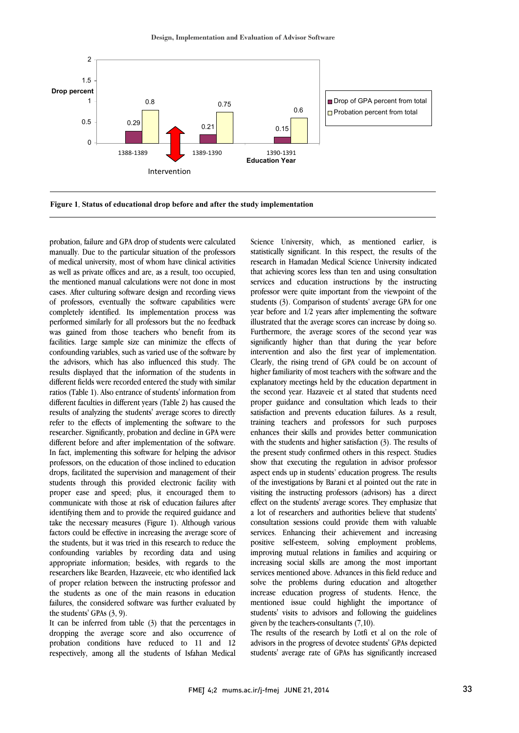Figure 1. Status of educational drop before and after the study implementation

probation, failure and GPA drop of students were calculated manually. Due to the particular situation of the professors of medical university, most of whom have clinical activities as well as private offices and are, as a result, too occupied, the mentioned manual calculations were not done in most cases. After culturing software design and recording views of professors, eventually the software capabilities were completely identified. Its implementation process was performed similarly for all professors but the no feedback was gained from those teachers who benefit from its facilities. Large sample size can minimize the effects of confounding variables, such as varied use of the software by the advisors, which has also influenced this study. The results displayed that the information of the students in different fields were recorded entered the study with similar ratios (Table 1). Also entrance of students' information from different faculties in different years (Table 2) has caused the results of analyzing the students' average scores to directly refer to the effects of implementing the software to the researcher. Significantly, probation and decline in GPA were different before and after implementation of the software. In fact, implementing this software for helping the advisor professors, on the education of those inclined to education drops, facilitated the supervision and management of their students through this provided electronic facility with proper ease and speed; plus, it encouraged them to communicate with those at risk of education failures after identifying them and to provide the required guidance and take the necessary measures (Figure 1). Although various factors could be effective in increasing the average score of the students, but it was tried in this research to reduce the confounding variables by recording data and using appropriate information; besides, with regards to the researchers like Bearden, Hazaveeie, etc who identified lack of proper relation between the instructing professor and the students as one of the main reasons in education failures, the considered software was further evaluated by the students' GPAs (3, 9).

It can be inferred from table (3) that the percentages in dropping the average score and also occurrence of probation conditions have reduced to 11 and 12 respectively, among all the students of Isfahan Medical Science University, which, as mentioned earlier, is statistically significant. In this respect, the results of the research in Hamadan Medical Science University indicated that achieving scores less than ten and using consultation services and education instructions by the instructing professor were quite important from the viewpoint of the students (3). Comparison of students' average GPA for one year before and 1/2 years after implementing the software illustrated that the average scores can increase by doing so. Furthermore, the average scores of the second year was significantly higher than that during the year before intervention and also the first year of implementation. Clearly, the rising trend of GPA could be on account of higher familiarity of most teachers with the software and the explanatory meetings held by the education department in the second year. Hazaveie et al stated that students need proper guidance and consultation which leads to their satisfaction and prevents education failures. As a result, training teachers and professors for such purposes enhances their skills and provides better communication with the students and higher satisfaction (3). The results of the present study confirmed others in this respect. Studies show that executing the regulation in advisor professor aspect ends up in students' education progress. The results of the investigations by Barani et al pointed out the rate in visiting the instructing professors (advisors) has a direct effect on the students' average scores. They emphasize that a lot of researchers and authorities believe that students' consultation sessions could provide them with valuable services. Enhancing their achievement and increasing positive self-esteem, solving employment problems, improving mutual relations in families and acquiring or increasing social skills are among the most important services mentioned above. Advances in this field reduce and solve the problems during education and altogether increase education progress of students. Hence, the mentioned issue could highlight the importance of students' visits to advisors and following the guidelines given by the teachers-consultants (7,10).

The results of the research by Lotfi et al on the role of advisors in the progress of devotee students' GPAs depicted students' average rate of GPAs has significantly increased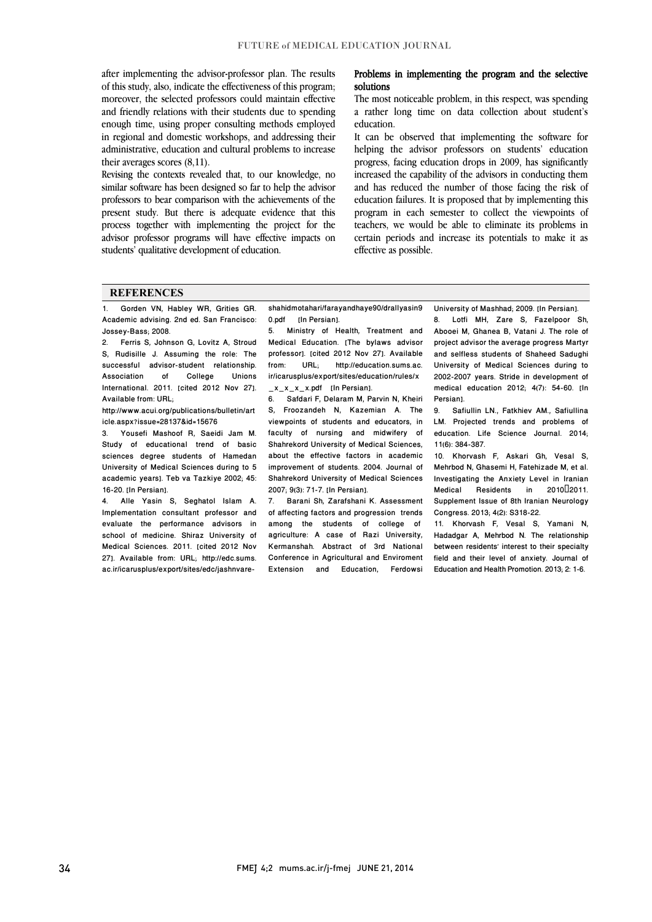after implementing the advisor-professor plan. The results of this study, also, indicate the effectiveness of this program; moreover, the selected professors could maintain effective and friendly relations with their students due to spending enough time, using proper consulting methods employed in regional and domestic workshops, and addressing their administrative, education and cultural problems to increase their averages scores (8,11).

Revising the contexts revealed that, to our knowledge, no similar software has been designed so far to help the advisor professors to bear comparison with the achievements of the present study. But there is adequate evidence that this process together with implementing the project for the advisor professor programs will have effective impacts on students' qualitative development of education.

### Problems in implementing the program and the selective solutions

The most noticeable problem, in this respect, was spending a rather long time on data collection about student's education.

It can be observed that implementing the software for helping the advisor professors on students' education progress, facing education drops in 2009, has significantly increased the capability of the advisors in conducting them and has reduced the number of those facing the risk of education failures. It is proposed that by implementing this program in each semester to collect the viewpoints of teachers, we would be able to eliminate its problems in certain periods and increase its potentials to make it as effective as possible.

## REFERENCES

1. Gorden VN, Habley WR, Grities GR. Academic advising. 2nd ed. San Francisco: Jossey-Bass; 2008.
2. Ferris S, Johnson G, Lovitz A, Stroud S, Rudisille J. Assuming the role: The successful advisor-student relationship. Association of College Unions International. 2011. [cited 2012 Nov 27]. Available from: URL; http://www.acui.org/publications/bulletin/article.aspx?issue=28137&id=15676
3. Yousefi Mashoof R, Saeidi Jam M. Study of educational trend of basic sciences degree students of Hamedan University of Medical Sciences during to 5 academic years]. Teb va Tazkiye 2002; 45: 16-20. [In Persian].
4. Alle Yasin S, Seghatol Islam A. Implementation consultant professor and evaluate the performance advisors in school of medicine. Shiraz University of Medical Sciences. 2011. [cited 2012 Nov 27]. Available from: URL; http://edc.sums.ac.ir/icarusplus/export/sites/edc/jashnvare-shahidmotahari/farayandhaye90/drallyasin90.pdf [In Persian].
5. Ministry of Health, Treatment and Medical Education. [The bylaws advisor professor]. [cited 2012 Nov 27]. Available from: URL; http://education.sums.ac.ir/icarusplus/export/sites/education/rules/x_x_x_x_x.pdf [In Persian].
6. Safdari F, Delaram M, Parvin N, Kheiri S, Froozandeh N, Kazemian A. The viewpoints of students and educators, in faculty of nursing and midwifery of Shahrekord University of Medical Sciences, about the effective factors in academic improvement of students. 2004. Journal of Shahrekord University of Medical Sciences 2007; 9(3): 71-7. [In Persian].
7. Barani Sh, Zarafshani K. Assessment of affecting factors and progression trends among the students of college of agriculture: A case of Razi University, Kermanshah. Abstract of 3rd National Conference in Agricultural and Enviroment Extension and Education, Ferdowsi University of Mashhad; 2009. [In Persian].
8. Lotfi MH, Zare S, Fazelpoor Sh, Abooei M, Ghanea B, Vatani J. The role of project advisor the average progress Martyr and selfless students of Shaheed Sadughi University of Medical Sciences during to 2002-2007 years. Stride in development of medical education 2012; 4(7): 54-60. [In Persian].
9. Safiullin LN., Fatkhiev AM., Safiullina LM. Projected trends and problems of education. Life Science Journal. 2014; 11(6): 384-387.
10. Khorvash F, Askari Gh, Vesal S, Mehrbod N, Ghasemi H, Fatehizade M, et al. Investigating the Anxiety Level in Iranian Medical Residents in 2010–2011. Supplement Issue of 8th Iranian Neurology Congress. 2013; 4(2): S318-22.
11. Khorvash F, Vesal S, Yamani N, Hadadgar A, Mehrbod N. The relationship between residents' interest to their specialty field and their level of anxiety. Journal of Education and Health Promotion. 2013; 2: 1-6.